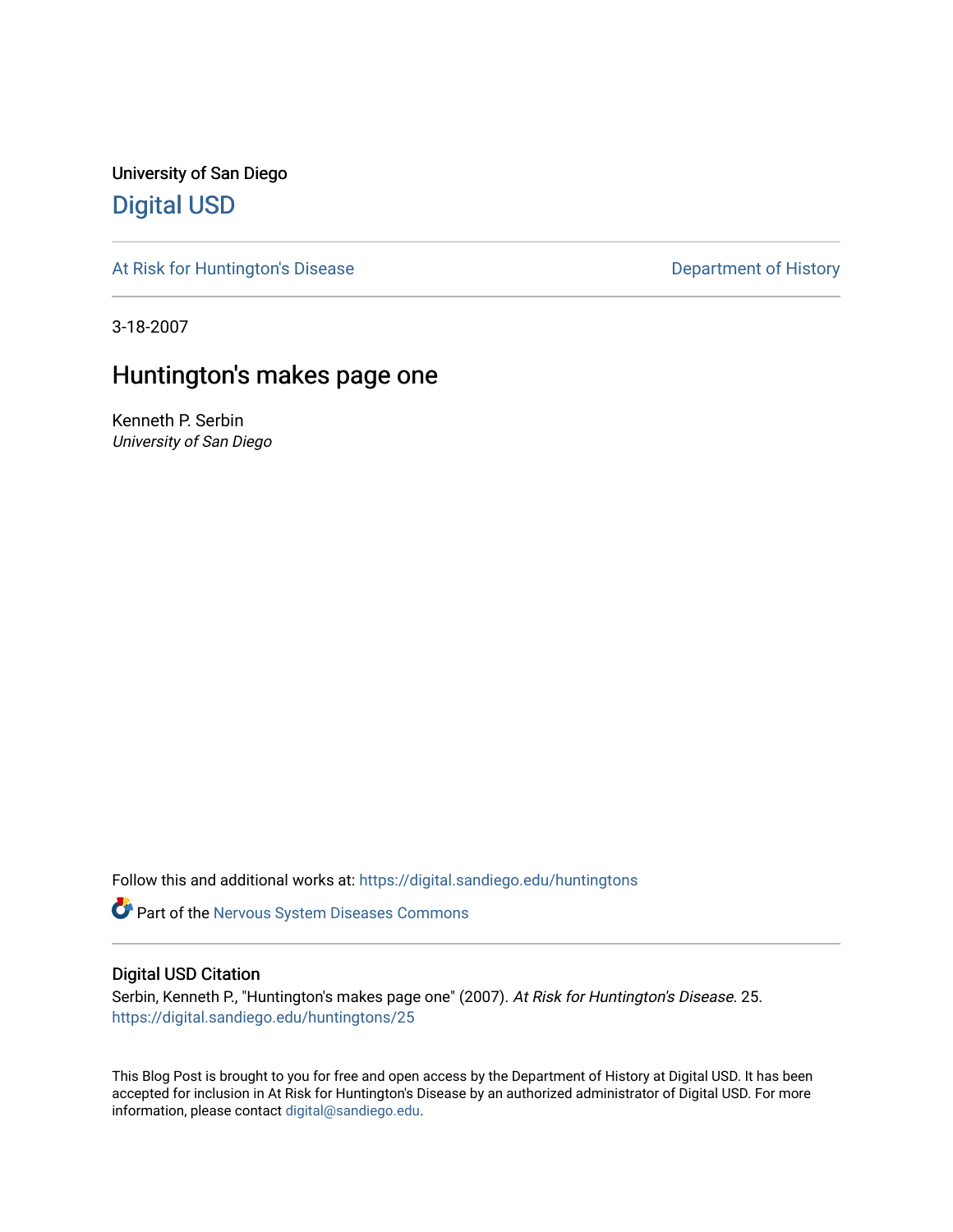University of San Diego

# Digital USD

At Risk for Huntington's Disease

Department of History

3-18-2007

## Huntington's makes page one

Kenneth P. Serbin
*University of San Diego*

Follow this and additional works at: https://digital.sandiego.edu/huntingtons

Part of the Nervous System Diseases Commons

### Digital USD Citation

Serbin, Kenneth P., "Huntington's makes page one" (2007). *At Risk for Huntington's Disease.* 25.
https://digital.sandiego.edu/huntingtons/25

This Blog Post is brought to you for free and open access by the Department of History at Digital USD. It has been accepted for inclusion in At Risk for Huntington's Disease by an authorized administrator of Digital USD. For more information, please contact digital@sandiego.edu.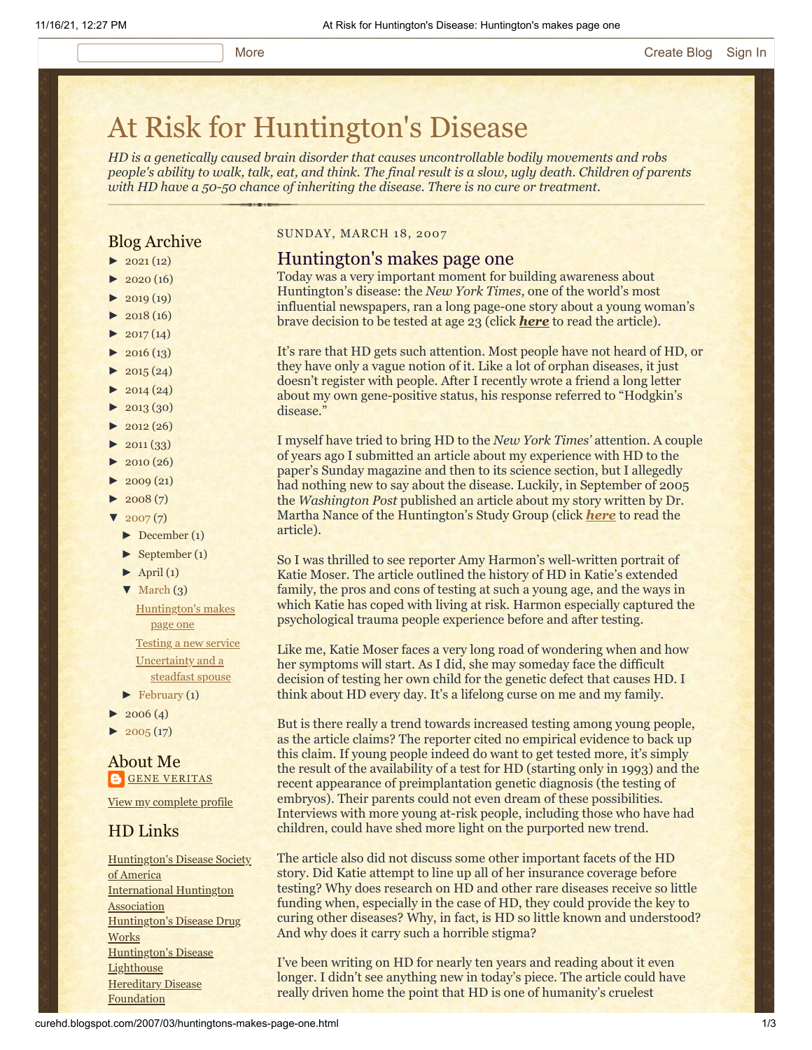# At Risk for Huntington's Disease

*HD is a genetically caused brain disorder that causes uncontrollable bodily movements and robs people's ability to walk, talk, eat, and think. The final result is a slow, ugly death. Children of parents with HD have a 50-50 chance of inheriting the disease. There is no cure or treatment.*

## Blog Archive

- ► 2021 (12)
- ► 2020 (16)
- ► 2019 (19)
- ► 2018 (16)
- ► 2017 (14)
- ► 2016 (13)
- ► 2015 (24)
- ► 2014 (24)
- ► 2013 (30)
- ► 2012 (26)
- ► 2011 (33)
- ► 2010 (26)
- ► 2009 (21)
- ► 2008 (7)
- ▼ 2007 (7)
  - ► December (1)
  - ► September (1)
  - ► April (1)
  - ▼ March (3)
    - Huntington's makes page one
    - Testing a new service
    - Uncertainty and a steadfast spouse
  - ► February (1)
- ► 2006 (4)
- ► 2005 (17)

## About Me

GENE VERITAS

View my complete profile

## HD Links

- Huntington's Disease Society of America
- International Huntington Association
- Huntington's Disease Drug Works
- Huntington's Disease Lighthouse
- Hereditary Disease Foundation

SUNDAY, MARCH 18, 2007

## Huntington's makes page one

Today was a very important moment for building awareness about Huntington's disease: the *New York Times*, one of the world's most influential newspapers, ran a long page-one story about a young woman's brave decision to be tested at age 23 (click ***here*** to read the article).

It's rare that HD gets such attention. Most people have not heard of HD, or they have only a vague notion of it. Like a lot of orphan diseases, it just doesn't register with people. After I recently wrote a friend a long letter about my own gene-positive status, his response referred to "Hodgkin's disease."

I myself have tried to bring HD to the *New York Times'* attention. A couple of years ago I submitted an article about my experience with HD to the paper's Sunday magazine and then to its science section, but I allegedly had nothing new to say about the disease. Luckily, in September of 2005 the *Washington Post* published an article about my story written by Dr. Martha Nance of the Huntington's Study Group (click ***here*** to read the article).

So I was thrilled to see reporter Amy Harmon's well-written portrait of Katie Moser. The article outlined the history of HD in Katie's extended family, the pros and cons of testing at such a young age, and the ways in which Katie has coped with living at risk. Harmon especially captured the psychological trauma people experience before and after testing.

Like me, Katie Moser faces a very long road of wondering when and how her symptoms will start. As I did, she may someday face the difficult decision of testing her own child for the genetic defect that causes HD. I think about HD every day. It's a lifelong curse on me and my family.

But is there really a trend towards increased testing among young people, as the article claims? The reporter cited no empirical evidence to back up this claim. If young people indeed do want to get tested more, it's simply the result of the availability of a test for HD (starting only in 1993) and the recent appearance of preimplantation genetic diagnosis (the testing of embryos). Their parents could not even dream of these possibilities. Interviews with more young at-risk people, including those who have had children, could have shed more light on the purported new trend.

The article also did not discuss some other important facets of the HD story. Did Katie attempt to line up all of her insurance coverage before testing? Why does research on HD and other rare diseases receive so little funding when, especially in the case of HD, they could provide the key to curing other diseases? Why, in fact, is HD so little known and understood? And why does it carry such a horrible stigma?

I've been writing on HD for nearly ten years and reading about it even longer. I didn't see anything new in today's piece. The article could have really driven home the point that HD is one of humanity's cruelest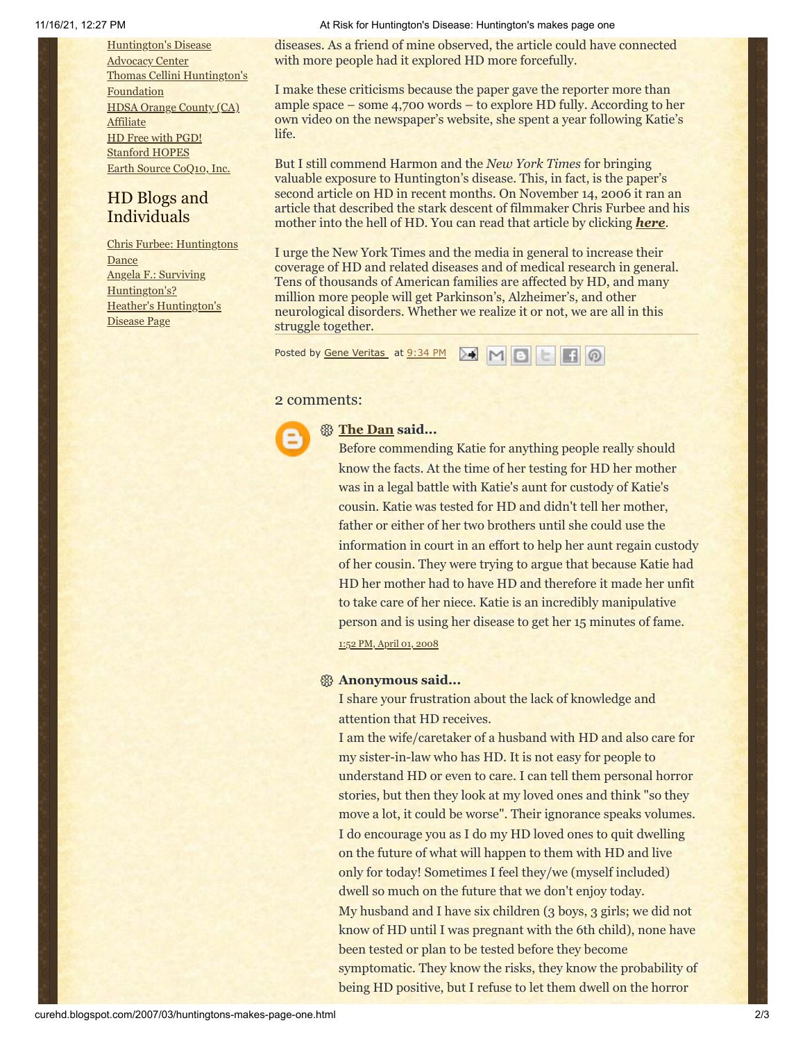[Huntington's Disease Advocacy Center](#)
[Thomas Cellini Huntington's Foundation](#)
[HDSA Orange County (CA) Affiliate](#)
[HD Free with PGD!](#)
[Stanford HOPES](#)
[Earth Source CoQ10, Inc.](#)

## HD Blogs and Individuals

[Chris Furbee: Huntingtons Dance](#)
[Angela F.: Surviving Huntington's?](#)
[Heather's Huntington's Disease Page](#)

diseases. As a friend of mine observed, the article could have connected with more people had it explored HD more forcefully.

I make these criticisms because the paper gave the reporter more than ample space – some 4,700 words – to explore HD fully. According to her own video on the newspaper's website, she spent a year following Katie's life.

But I still commend Harmon and the *New York Times* for bringing valuable exposure to Huntington's disease. This, in fact, is the paper's second article on HD in recent months. On November 14, 2006 it ran an article that described the stark descent of filmmaker Chris Furbee and his mother into the hell of HD. You can read that article by clicking ***here***.

I urge the New York Times and the media in general to increase their coverage of HD and related diseases and of medical research in general. Tens of thousands of American families are affected by HD, and many million more people will get Parkinson's, Alzheimer's, and other neurological disorders. Whether we realize it or not, we are all in this struggle together.

Posted by Gene Veritas at 9:34 PM

## 2 comments:

**The Dan said...**

Before commending Katie for anything people really should know the facts. At the time of her testing for HD her mother was in a legal battle with Katie's aunt for custody of Katie's cousin. Katie was tested for HD and didn't tell her mother, father or either of her two brothers until she could use the information in court in an effort to help her aunt regain custody of her cousin. They were trying to argue that because Katie had HD her mother had to have HD and therefore it made her unfit to take care of her niece. Katie is an incredibly manipulative person and is using her disease to get her 15 minutes of fame.

1:52 PM, April 01, 2008

**Anonymous said...**

I share your frustration about the lack of knowledge and attention that HD receives.

I am the wife/caretaker of a husband with HD and also care for my sister-in-law who has HD. It is not easy for people to understand HD or even to care. I can tell them personal horror stories, but then they look at my loved ones and think "so they move a lot, it could be worse". Their ignorance speaks volumes.

I do encourage you as I do my HD loved ones to quit dwelling on the future of what will happen to them with HD and live only for today! Sometimes I feel they/we (myself included) dwell so much on the future that we don't enjoy today.

My husband and I have six children (3 boys, 3 girls; we did not know of HD until I was pregnant with the 6th child), none have been tested or plan to be tested before they become symptomatic. They know the risks, they know the probability of being HD positive, but I refuse to let them dwell on the horror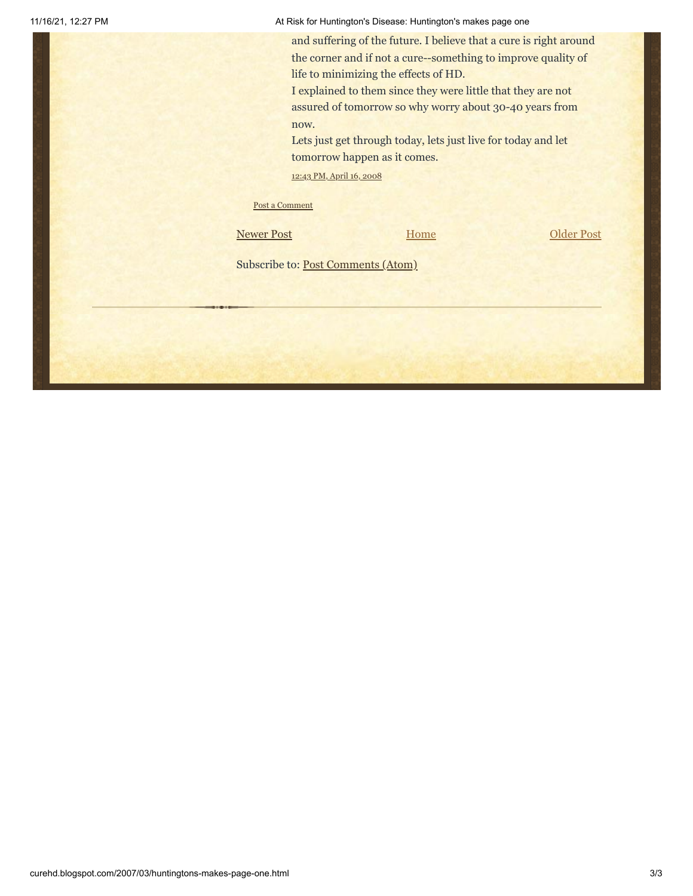and suffering of the future. I believe that a cure is right around the corner and if not a cure--something to improve quality of life to minimizing the effects of HD.
I explained to them since they were little that they are not assured of tomorrow so why worry about 30-40 years from now.
Lets just get through today, lets just live for today and let tomorrow happen as it comes.

12:43 PM, April 16, 2008

Post a Comment

Newer Post Home Older Post

Subscribe to: Post Comments (Atom)